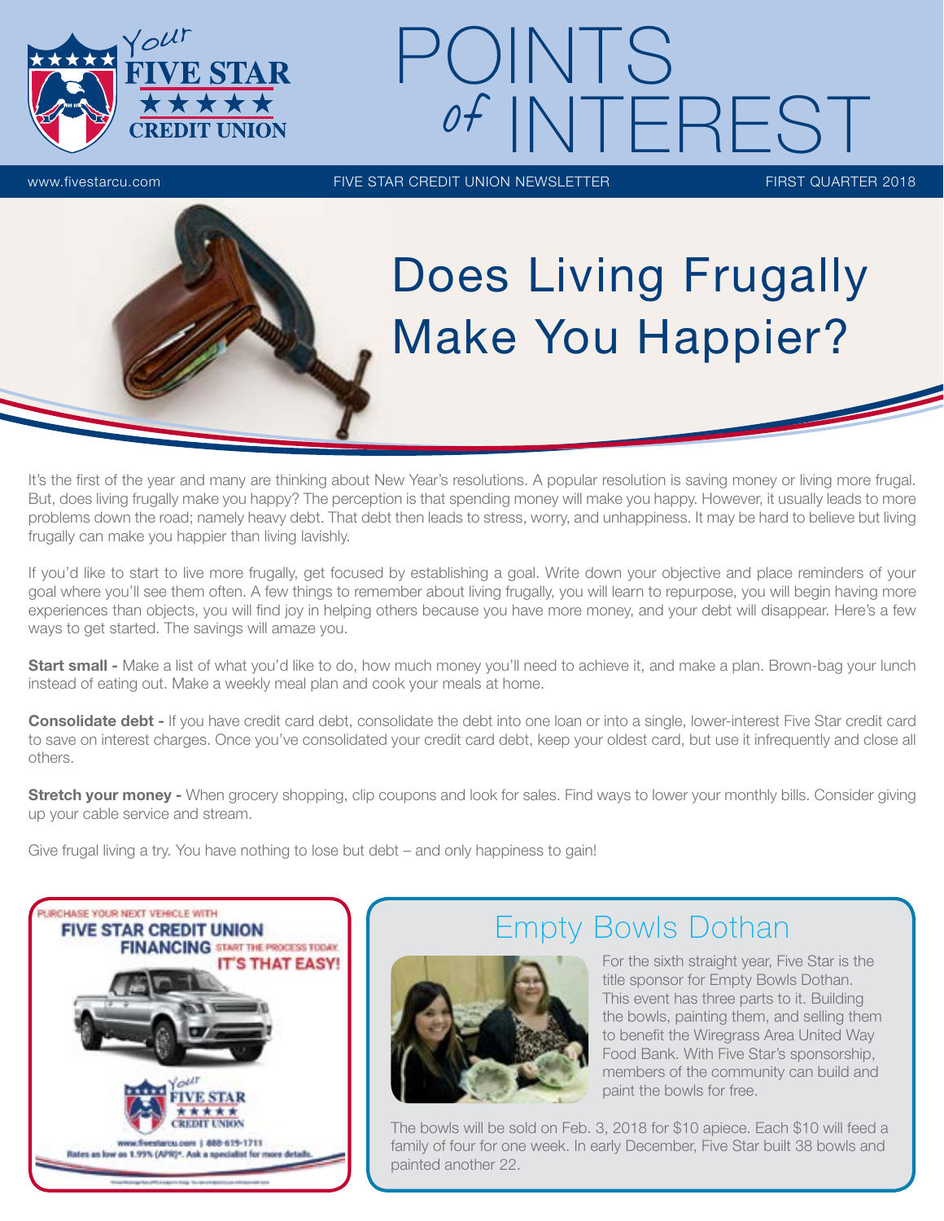# POINTS of INTEREST

www.fivestarcu.com | FIVE STAR CREDIT UNION NEWSLETTER | FIRST QUARTER 2018

## Does Living Frugally Make You Happier?

It's the first of the year and many are thinking about New Year's resolutions. A popular resolution is saving money or living more frugal. But, does living frugally make you happy? The perception is that spending money will make you happy. However, it usually leads to more problems down the road; namely heavy debt. That debt then leads to stress, worry, and unhappiness. It may be hard to believe but living frugally can make you happier than living lavishly.

If you'd like to start to live more frugally, get focused by establishing a goal. Write down your objective and place reminders of your goal where you'll see them often. A few things to remember about living frugally, you will learn to repurpose, you will begin having more experiences than objects, you will find joy in helping others because you have more money, and your debt will disappear. Here's a few ways to get started. The savings will amaze you.

**Start small -** Make a list of what you'd like to do, how much money you'll need to achieve it, and make a plan. Brown-bag your lunch instead of eating out. Make a weekly meal plan and cook your meals at home.

**Consolidate debt -** If you have credit card debt, consolidate the debt into one loan or into a single, lower-interest Five Star credit card to save on interest charges. Once you've consolidated your credit card debt, keep your oldest card, but use it infrequently and close all others.

**Stretch your money -** When grocery shopping, clip coupons and look for sales. Find ways to lower your monthly bills. Consider giving up your cable service and stream.

Give frugal living a try. You have nothing to lose but debt – and only happiness to gain!

PURCHASE YOUR NEXT VEHICLE WITH **FIVE STAR CREDIT UNION FINANCING** START THE PROCESS TODAY. **IT'S THAT EASY!**

Your FIVE STAR CREDIT UNION

www.fivestarcu.com | 888-619-1711
Rates as low as 1.99% (APR)*. Ask a specialist for more details.

## Empty Bowls Dothan

For the sixth straight year, Five Star is the title sponsor for Empty Bowls Dothan. This event has three parts to it. Building the bowls, painting them, and selling them to benefit the Wiregrass Area United Way Food Bank. With Five Star's sponsorship, members of the community can build and paint the bowls for free.

The bowls will be sold on Feb. 3, 2018 for $10 apiece. Each $10 will feed a family of four for one week. In early December, Five Star built 38 bowls and painted another 22.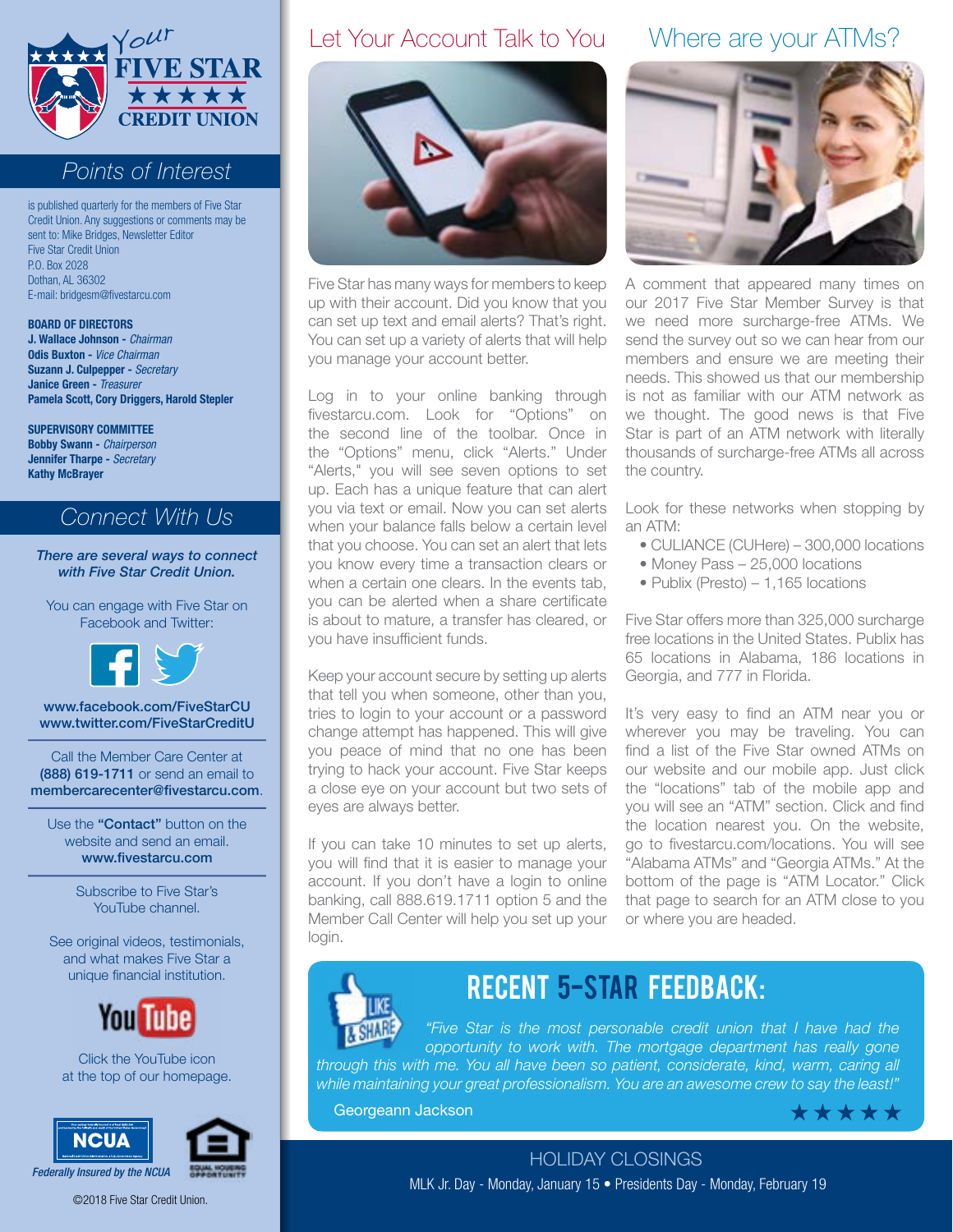Your FIVE STAR CREDIT UNION

## Points of Interest

is published quarterly for the members of Five Star Credit Union. Any suggestions or comments may be sent to: Mike Bridges, Newsletter Editor
Five Star Credit Union
P.O. Box 2028
Dothan, AL 36302
E-mail: bridgesm@fivestarcu.com

**BOARD OF DIRECTORS**
**J. Wallace Johnson** - *Chairman*
**Odis Buxton** - *Vice Chairman*
**Suzann J. Culpepper** - *Secretary*
**Janice Green** - *Treasurer*
**Pamela Scott, Cory Driggers, Harold Stepler**

**SUPERVISORY COMMITTEE**
**Bobby Swann** - *Chairperson*
**Jennifer Tharpe** - *Secretary*
**Kathy McBrayer**

## Connect With Us

***There are several ways to connect with Five Star Credit Union.***

You can engage with Five Star on Facebook and Twitter:

**www.facebook.com/FiveStarCU**
**www.twitter.com/FiveStarCreditU**

Call the Member Care Center at **(888) 619-1711** or send an email to **membercarecenter@fivestarcu.com**.

Use the **"Contact"** button on the website and send an email.
**www.fivestarcu.com**

Subscribe to Five Star's YouTube channel.

See original videos, testimonials, and what makes Five Star a unique financial institution.

Click the YouTube icon at the top of our homepage.

*Federally Insured by the NCUA*

©2018 Five Star Credit Union.

## Let Your Account Talk to You

Five Star has many ways for members to keep up with their account. Did you know that you can set up text and email alerts? That's right. You can set up a variety of alerts that will help you manage your account better.

Log in to your online banking through fivestarcu.com. Look for "Options" on the second line of the toolbar. Once in the "Options" menu, click "Alerts." Under "Alerts," you will see seven options to set up. Each has a unique feature that can alert you via text or email. Now you can set alerts when your balance falls below a certain level that you choose. You can set an alert that lets you know every time a transaction clears or when a certain one clears. In the events tab, you can be alerted when a share certificate is about to mature, a transfer has cleared, or you have insufficient funds.

Keep your account secure by setting up alerts that tell you when someone, other than you, tries to login to your account or a password change attempt has happened. This will give you peace of mind that no one has been trying to hack your account. Five Star keeps a close eye on your account but two sets of eyes are always better.

If you can take 10 minutes to set up alerts, you will find that it is easier to manage your account. If you don't have a login to online banking, call 888.619.1711 option 5 and the Member Call Center will help you set up your login.

## Where are your ATMs?

A comment that appeared many times on our 2017 Five Star Member Survey is that we need more surcharge-free ATMs. We send the survey out so we can hear from our members and ensure we are meeting their needs. This showed us that our membership is not as familiar with our ATM network as we thought. The good news is that Five Star is part of an ATM network with literally thousands of surcharge-free ATMs all across the country.

Look for these networks when stopping by an ATM:

- CULIANCE (CUHere) – 300,000 locations
- Money Pass – 25,000 locations
- Publix (Presto) – 1,165 locations

Five Star offers more than 325,000 surcharge free locations in the United States. Publix has 65 locations in Alabama, 186 locations in Georgia, and 777 in Florida.

It's very easy to find an ATM near you or wherever you may be traveling. You can find a list of the Five Star owned ATMs on our website and our mobile app. Just click the "locations" tab of the mobile app and you will see an "ATM" section. Click and find the location nearest you. On the website, go to fivestarcu.com/locations. You will see "Alabama ATMs" and "Georgia ATMs." At the bottom of the page is "ATM Locator." Click that page to search for an ATM close to you or where you are headed.

## RECENT 5-STAR FEEDBACK:

*"Five Star is the most personable credit union that I have had the opportunity to work with. The mortgage department has really gone through this with me. You all have been so patient, considerate, kind, warm, caring all while maintaining your great professionalism. You are an awesome crew to say the least!"*

Georgeann Jackson

★★★★★

## HOLIDAY CLOSINGS

MLK Jr. Day - Monday, January 15 • Presidents Day - Monday, February 19